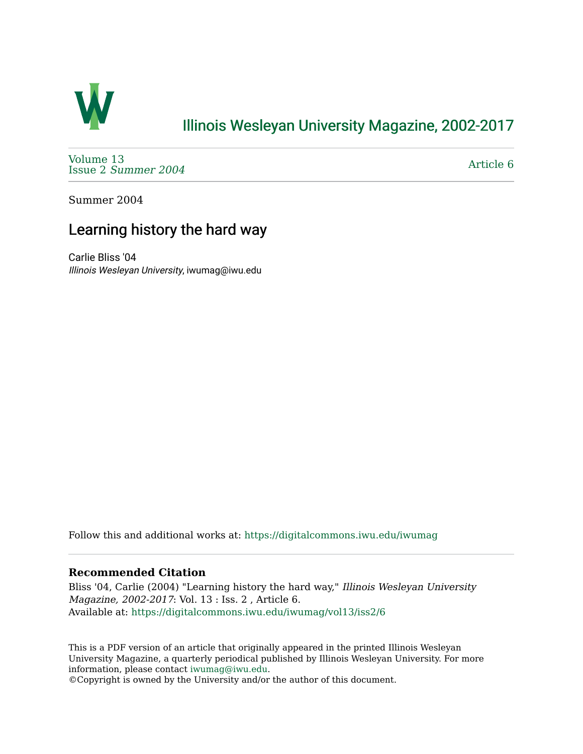# Illinois Wesleyan University Magazine, 2002-2017

Volume 13
Issue 2 *Summer 2004*

Article 6

Summer 2004

## Learning history the hard way

Carlie Bliss '04
*Illinois Wesleyan University*, iwumag@iwu.edu

Follow this and additional works at: https://digitalcommons.iwu.edu/iwumag

### Recommended Citation

Bliss '04, Carlie (2004) "Learning history the hard way," *Illinois Wesleyan University Magazine, 2002-2017*: Vol. 13 : Iss. 2 , Article 6.
Available at: https://digitalcommons.iwu.edu/iwumag/vol13/iss2/6

This is a PDF version of an article that originally appeared in the printed Illinois Wesleyan University Magazine, a quarterly periodical published by Illinois Wesleyan University. For more information, please contact iwumag@iwu.edu.
©Copyright is owned by the University and/or the author of this document.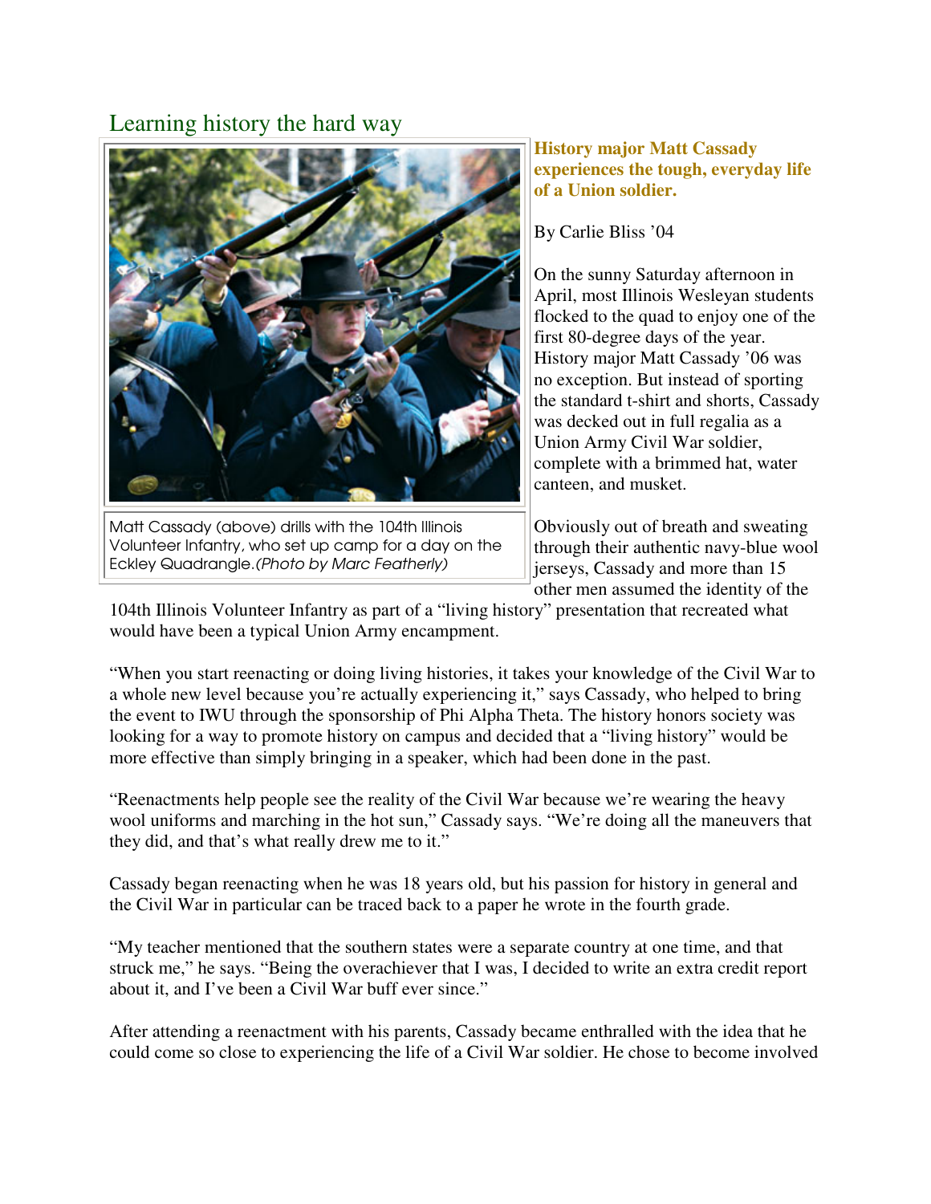## Learning history the hard way

Matt Cassady (above) drills with the 104th Illinois Volunteer Infantry, who set up camp for a day on the Eckley Quadrangle. *(Photo by Marc Featherly)*

**History major Matt Cassady experiences the tough, everyday life of a Union soldier.**

By Carlie Bliss '04

On the sunny Saturday afternoon in April, most Illinois Wesleyan students flocked to the quad to enjoy one of the first 80-degree days of the year. History major Matt Cassady '06 was no exception. But instead of sporting the standard t-shirt and shorts, Cassady was decked out in full regalia as a Union Army Civil War soldier, complete with a brimmed hat, water canteen, and musket.

Obviously out of breath and sweating through their authentic navy-blue wool jerseys, Cassady and more than 15 other men assumed the identity of the 104th Illinois Volunteer Infantry as part of a "living history" presentation that recreated what would have been a typical Union Army encampment.

"When you start reenacting or doing living histories, it takes your knowledge of the Civil War to a whole new level because you're actually experiencing it," says Cassady, who helped to bring the event to IWU through the sponsorship of Phi Alpha Theta. The history honors society was looking for a way to promote history on campus and decided that a "living history" would be more effective than simply bringing in a speaker, which had been done in the past.

"Reenactments help people see the reality of the Civil War because we're wearing the heavy wool uniforms and marching in the hot sun," Cassady says. "We're doing all the maneuvers that they did, and that's what really drew me to it."

Cassady began reenacting when he was 18 years old, but his passion for history in general and the Civil War in particular can be traced back to a paper he wrote in the fourth grade.

"My teacher mentioned that the southern states were a separate country at one time, and that struck me," he says. "Being the overachiever that I was, I decided to write an extra credit report about it, and I've been a Civil War buff ever since."

After attending a reenactment with his parents, Cassady became enthralled with the idea that he could come so close to experiencing the life of a Civil War soldier. He chose to become involved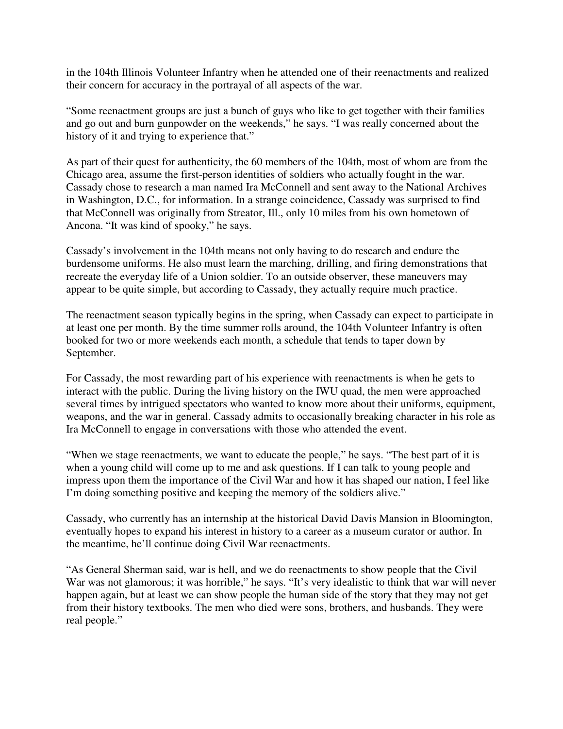in the 104th Illinois Volunteer Infantry when he attended one of their reenactments and realized their concern for accuracy in the portrayal of all aspects of the war.

"Some reenactment groups are just a bunch of guys who like to get together with their families and go out and burn gunpowder on the weekends," he says. "I was really concerned about the history of it and trying to experience that."

As part of their quest for authenticity, the 60 members of the 104th, most of whom are from the Chicago area, assume the first-person identities of soldiers who actually fought in the war. Cassady chose to research a man named Ira McConnell and sent away to the National Archives in Washington, D.C., for information. In a strange coincidence, Cassady was surprised to find that McConnell was originally from Streator, Ill., only 10 miles from his own hometown of Ancona. "It was kind of spooky," he says.

Cassady's involvement in the 104th means not only having to do research and endure the burdensome uniforms. He also must learn the marching, drilling, and firing demonstrations that recreate the everyday life of a Union soldier. To an outside observer, these maneuvers may appear to be quite simple, but according to Cassady, they actually require much practice.

The reenactment season typically begins in the spring, when Cassady can expect to participate in at least one per month. By the time summer rolls around, the 104th Volunteer Infantry is often booked for two or more weekends each month, a schedule that tends to taper down by September.

For Cassady, the most rewarding part of his experience with reenactments is when he gets to interact with the public. During the living history on the IWU quad, the men were approached several times by intrigued spectators who wanted to know more about their uniforms, equipment, weapons, and the war in general. Cassady admits to occasionally breaking character in his role as Ira McConnell to engage in conversations with those who attended the event.

"When we stage reenactments, we want to educate the people," he says. "The best part of it is when a young child will come up to me and ask questions. If I can talk to young people and impress upon them the importance of the Civil War and how it has shaped our nation, I feel like I'm doing something positive and keeping the memory of the soldiers alive."

Cassady, who currently has an internship at the historical David Davis Mansion in Bloomington, eventually hopes to expand his interest in history to a career as a museum curator or author. In the meantime, he'll continue doing Civil War reenactments.

"As General Sherman said, war is hell, and we do reenactments to show people that the Civil War was not glamorous; it was horrible," he says. "It's very idealistic to think that war will never happen again, but at least we can show people the human side of the story that they may not get from their history textbooks. The men who died were sons, brothers, and husbands. They were real people."